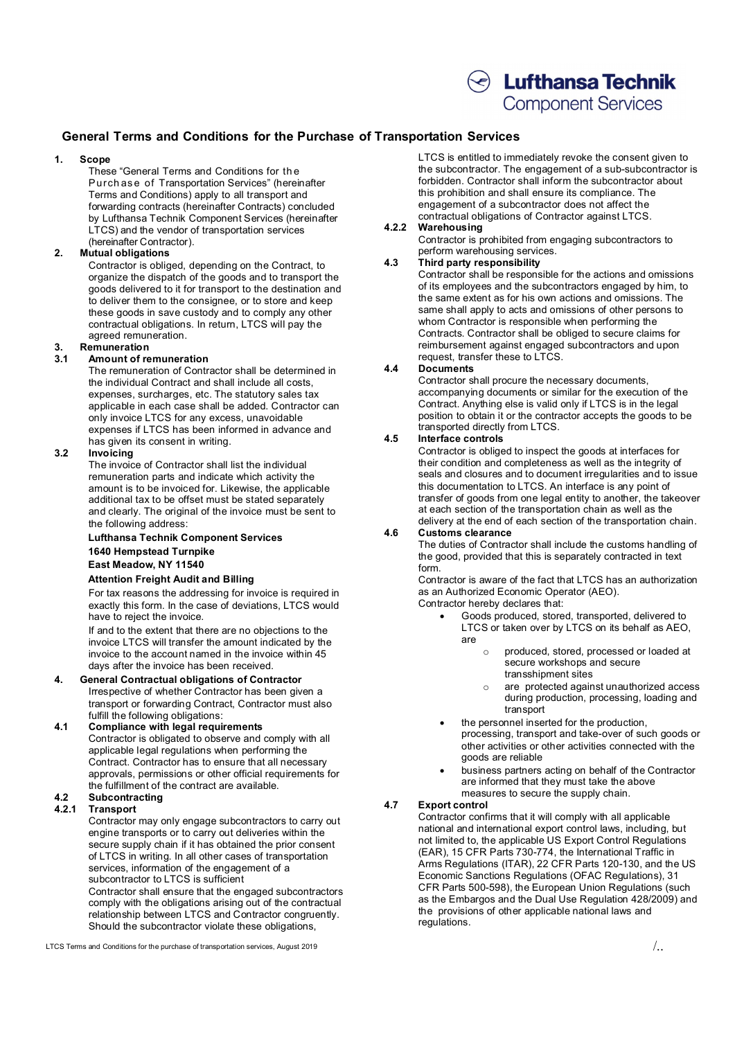Lufthansa Technik
Component Services

# General Terms and Conditions for the Purchase of Transportation Services

## 1. Scope

These "General Terms and Conditions for the Purchase of Transportation Services" (hereinafter Terms and Conditions) apply to all transport and forwarding contracts (hereinafter Contracts) concluded by Lufthansa Technik Component Services (hereinafter LTCS) and the vendor of transportation services (hereinafter Contractor).

## 2. Mutual obligations

Contractor is obliged, depending on the Contract, to organize the dispatch of the goods and to transport the goods delivered to it for transport to the destination and to deliver them to the consignee, or to store and keep these goods in save custody and to comply any other contractual obligations. In return, LTCS will pay the agreed remuneration.

## 3. Remuneration

### 3.1 Amount of remuneration

The remuneration of Contractor shall be determined in the individual Contract and shall include all costs, expenses, surcharges, etc. The statutory sales tax applicable in each case shall be added. Contractor can only invoice LTCS for any excess, unavoidable expenses if LTCS has been informed in advance and has given its consent in writing.

### 3.2 Invoicing

The invoice of Contractor shall list the individual remuneration parts and indicate which activity the amount is to be invoiced for. Likewise, the applicable additional tax to be offset must be stated separately and clearly. The original of the invoice must be sent to the following address:

**Lufthansa Technik Component Services**
**1640 Hempstead Turnpike**
**East Meadow, NY 11540**
**Attention Freight Audit and Billing**

For tax reasons the addressing for invoice is required in exactly this form. In the case of deviations, LTCS would have to reject the invoice.

If and to the extent that there are no objections to the invoice LTCS will transfer the amount indicated by the invoice to the account named in the invoice within 45 days after the invoice has been received.

## 4. General Contractual obligations of Contractor

Irrespective of whether Contractor has been given a transport or forwarding Contract, Contractor must also fulfill the following obligations:

### 4.1 Compliance with legal requirements

Contractor is obligated to observe and comply with all applicable legal regulations when performing the Contract. Contractor has to ensure that all necessary approvals, permissions or other official requirements for the fulfillment of the contract are available.

### 4.2 Subcontracting

#### 4.2.1 Transport

Contractor may only engage subcontractors to carry out engine transports or to carry out deliveries within the secure supply chain if it has obtained the prior consent of LTCS in writing. In all other cases of transportation services, information of the engagement of a subcontractor to LTCS is sufficient

Contractor shall ensure that the engaged subcontractors comply with the obligations arising out of the contractual relationship between LTCS and Contractor congruently. Should the subcontractor violate these obligations, LTCS is entitled to immediately revoke the consent given to the subcontractor. The engagement of a sub-subcontractor is forbidden. Contractor shall inform the subcontractor about this prohibition and shall ensure its compliance. The engagement of a subcontractor does not affect the contractual obligations of Contractor against LTCS.

#### 4.2.2 Warehousing

Contractor is prohibited from engaging subcontractors to perform warehousing services.

### 4.3 Third party responsibility

Contractor shall be responsible for the actions and omissions of its employees and the subcontractors engaged by him, to the same extent as for his own actions and omissions. The same shall apply to acts and omissions of other persons to whom Contractor is responsible when performing the Contracts. Contractor shall be obliged to secure claims for reimbursement against engaged subcontractors and upon request, transfer these to LTCS.

### 4.4 Documents

Contractor shall procure the necessary documents, accompanying documents or similar for the execution of the Contract. Anything else is valid only if LTCS is in the legal position to obtain it or the contractor accepts the goods to be transported directly from LTCS.

### 4.5 Interface controls

Contractor is obliged to inspect the goods at interfaces for their condition and completeness as well as the integrity of seals and closures and to document irregularities and to issue this documentation to LTCS. An interface is any point of transfer of goods from one legal entity to another, the takeover at each section of the transportation chain as well as the delivery at the end of each section of the transportation chain.

### 4.6 Customs clearance

The duties of Contractor shall include the customs handling of the good, provided that this is separately contracted in text form.

Contractor is aware of the fact that LTCS has an authorization as an Authorized Economic Operator (AEO).

Contractor hereby declares that:

- Goods produced, stored, transported, delivered to LTCS or taken over by LTCS on its behalf as AEO, are
  - produced, stored, processed or loaded at secure workshops and secure transshipment sites
  - are protected against unauthorized access during production, processing, loading and transport
- the personnel inserted for the production, processing, transport and take-over of such goods or other activities or other activities connected with the goods are reliable
- business partners acting on behalf of the Contractor are informed that they must take the above measures to secure the supply chain.

### 4.7 Export control

Contractor confirms that it will comply with all applicable national and international export control laws, including, but not limited to, the applicable US Export Control Regulations (EAR), 15 CFR Parts 730-774, the International Traffic in Arms Regulations (ITAR), 22 CFR Parts 120-130, and the US Economic Sanctions Regulations (OFAC Regulations), 31 CFR Parts 500-598), the European Union Regulations (such as the Embargos and the Dual Use Regulation 428/2009) and the provisions of other applicable national laws and regulations.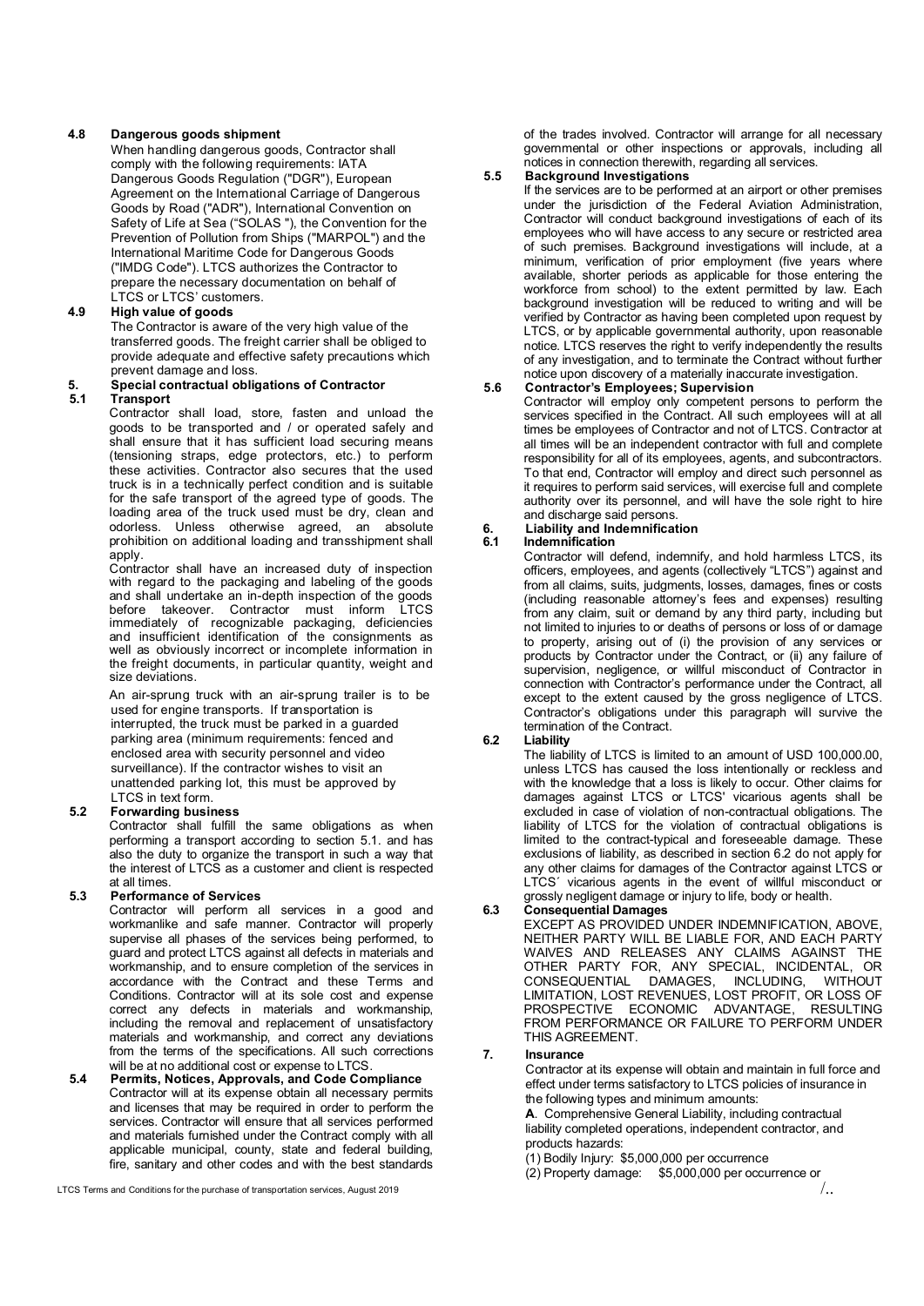### 4.8 Dangerous goods shipment

When handling dangerous goods, Contractor shall comply with the following requirements: IATA Dangerous Goods Regulation ("DGR"), European Agreement on the International Carriage of Dangerous Goods by Road ("ADR"), International Convention on Safety of Life at Sea ("SOLAS "), the Convention for the Prevention of Pollution from Ships ("MARPOL") and the International Maritime Code for Dangerous Goods ("IMDG Code"). LTCS authorizes the Contractor to prepare the necessary documentation on behalf of LTCS or LTCS' customers.

### 4.9 High value of goods

The Contractor is aware of the very high value of the transferred goods. The freight carrier shall be obliged to provide adequate and effective safety precautions which prevent damage and loss.

## 5. Special contractual obligations of Contractor

### 5.1 Transport

Contractor shall load, store, fasten and unload the goods to be transported and / or operated safely and shall ensure that it has sufficient load securing means (tensioning straps, edge protectors, etc.) to perform these activities. Contractor also secures that the used truck is in a technically perfect condition and is suitable for the safe transport of the agreed type of goods. The loading area of the truck used must be dry, clean and odorless. Unless otherwise agreed, an absolute prohibition on additional loading and transshipment shall apply.

Contractor shall have an increased duty of inspection with regard to the packaging and labeling of the goods and shall undertake an in-depth inspection of the goods before takeover. Contractor must inform LTCS immediately of recognizable packaging, deficiencies and insufficient identification of the consignments as well as obviously incorrect or incomplete information in the freight documents, in particular quantity, weight and size deviations.

An air-sprung truck with an air-sprung trailer is to be used for engine transports. If transportation is interrupted, the truck must be parked in a guarded parking area (minimum requirements: fenced and enclosed area with security personnel and video surveillance). If the contractor wishes to visit an unattended parking lot, this must be approved by LTCS in text form.

### 5.2 Forwarding business

Contractor shall fulfill the same obligations as when performing a transport according to section 5.1. and has also the duty to organize the transport in such a way that the interest of LTCS as a customer and client is respected at all times.

### 5.3 Performance of Services

Contractor will perform all services in a good and workmanlike and safe manner. Contractor will properly supervise all phases of the services being performed, to guard and protect LTCS against all defects in materials and workmanship, and to ensure completion of the services in accordance with the Contract and these Terms and Conditions. Contractor will at its sole cost and expense correct any defects in materials and workmanship, including the removal and replacement of unsatisfactory materials and workmanship, and correct any deviations from the terms of the specifications. All such corrections will be at no additional cost or expense to LTCS.

### 5.4 Permits, Notices, Approvals, and Code Compliance

Contractor will at its expense obtain all necessary permits and licenses that may be required in order to perform the services. Contractor will ensure that all services performed and materials furnished under the Contract comply with all applicable municipal, county, state and federal building, fire, sanitary and other codes and with the best standards of the trades involved. Contractor will arrange for all necessary governmental or other inspections or approvals, including all notices in connection therewith, regarding all services.

### 5.5 Background Investigations

If the services are to be performed at an airport or other premises under the jurisdiction of the Federal Aviation Administration, Contractor will conduct background investigations of each of its employees who will have access to any secure or restricted area of such premises. Background investigations will include, at a minimum, verification of prior employment (five years where available, shorter periods as applicable for those entering the workforce from school) to the extent permitted by law. Each background investigation will be reduced to writing and will be verified by Contractor as having been completed upon request by LTCS, or by applicable governmental authority, upon reasonable notice. LTCS reserves the right to verify independently the results of any investigation, and to terminate the Contract without further notice upon discovery of a materially inaccurate investigation.

### 5.6 Contractor's Employees; Supervision

Contractor will employ only competent persons to perform the services specified in the Contract. All such employees will at all times be employees of Contractor and not of LTCS. Contractor at all times will be an independent contractor with full and complete responsibility for all of its employees, agents, and subcontractors. To that end, Contractor will employ and direct such personnel as it requires to perform said services, will exercise full and complete authority over its personnel, and will have the sole right to hire and discharge said persons.

## 6. Liability and Indemnification

### 6.1 Indemnification

Contractor will defend, indemnify, and hold harmless LTCS, its officers, employees, and agents (collectively "LTCS") against and from all claims, suits, judgments, losses, damages, fines or costs (including reasonable attorney's fees and expenses) resulting from any claim, suit or demand by any third party, including but not limited to injuries to or deaths of persons or loss of or damage to property, arising out of (i) the provision of any services or products by Contractor under the Contract, or (ii) any failure of supervision, negligence, or willful misconduct of Contractor in connection with Contractor's performance under the Contract, all except to the extent caused by the gross negligence of LTCS. Contractor's obligations under this paragraph will survive the termination of the Contract.

### 6.2 Liability

The liability of LTCS is limited to an amount of USD 100,000.00, unless LTCS has caused the loss intentionally or reckless and with the knowledge that a loss is likely to occur. Other claims for damages against LTCS or LTCS' vicarious agents shall be excluded in case of violation of non-contractual obligations. The liability of LTCS for the violation of contractual obligations is limited to the contract-typical and foreseeable damage. These exclusions of liability, as described in section 6.2 do not apply for any other claims for damages of the Contractor against LTCS or LTCS´ vicarious agents in the event of willful misconduct or grossly negligent damage or injury to life, body or health.

### 6.3 Consequential Damages

EXCEPT AS PROVIDED UNDER INDEMNIFICATION, ABOVE, NEITHER PARTY WILL BE LIABLE FOR, AND EACH PARTY WAIVES AND RELEASES ANY CLAIMS AGAINST THE OTHER PARTY FOR, ANY SPECIAL, INCIDENTAL, OR CONSEQUENTIAL DAMAGES, INCLUDING, WITHOUT LIMITATION, LOST REVENUES, LOST PROFIT, OR LOSS OF PROSPECTIVE ECONOMIC ADVANTAGE, RESULTING FROM PERFORMANCE OR FAILURE TO PERFORM UNDER THIS AGREEMENT.

## 7. Insurance

Contractor at its expense will obtain and maintain in full force and effect under terms satisfactory to LTCS policies of insurance in the following types and minimum amounts:

**A**. Comprehensive General Liability, including contractual liability completed operations, independent contractor, and products hazards:

(1) Bodily Injury: $5,000,000 per occurrence

(2) Property damage: $5,000,000 per occurrence or

/..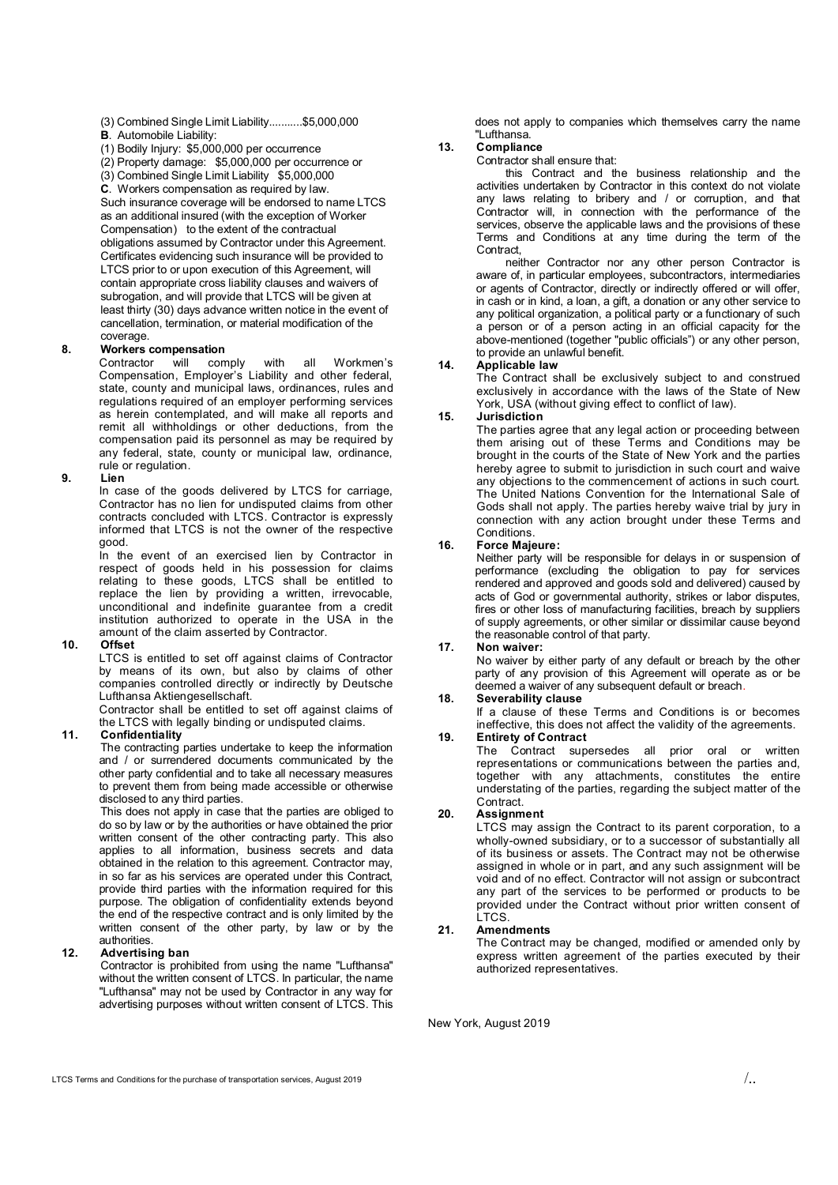(3) Combined Single Limit Liability...........$5,000,000

**B**. Automobile Liability:

(1) Bodily Injury: $5,000,000 per occurrence

(2) Property damage: $5,000,000 per occurrence or

(3) Combined Single Limit Liability $5,000,000

**C**. Workers compensation as required by law.

Such insurance coverage will be endorsed to name LTCS as an additional insured (with the exception of Worker Compensation) to the extent of the contractual obligations assumed by Contractor under this Agreement. Certificates evidencing such insurance will be provided to LTCS prior to or upon execution of this Agreement, will contain appropriate cross liability clauses and waivers of subrogation, and will provide that LTCS will be given at least thirty (30) days advance written notice in the event of cancellation, termination, or material modification of the coverage.

**8. Workers compensation**

Contractor will comply with all Workmen's Compensation, Employer's Liability and other federal, state, county and municipal laws, ordinances, rules and regulations required of an employer performing services as herein contemplated, and will make all reports and remit all withholdings or other deductions, from the compensation paid its personnel as may be required by any federal, state, county or municipal law, ordinance, rule or regulation.

**9. Lien**

In case of the goods delivered by LTCS for carriage, Contractor has no lien for undisputed claims from other contracts concluded with LTCS. Contractor is expressly informed that LTCS is not the owner of the respective good.

In the event of an exercised lien by Contractor in respect of goods held in his possession for claims relating to these goods, LTCS shall be entitled to replace the lien by providing a written, irrevocable, unconditional and indefinite guarantee from a credit institution authorized to operate in the USA in the amount of the claim asserted by Contractor.

**10. Offset**

LTCS is entitled to set off against claims of Contractor by means of its own, but also by claims of other companies controlled directly or indirectly by Deutsche Lufthansa Aktiengesellschaft.

Contractor shall be entitled to set off against claims of the LTCS with legally binding or undisputed claims.

**11. Confidentiality**

The contracting parties undertake to keep the information and / or surrendered documents communicated by the other party confidential and to take all necessary measures to prevent them from being made accessible or otherwise disclosed to any third parties.

This does not apply in case that the parties are obliged to do so by law or by the authorities or have obtained the prior written consent of the other contracting party. This also applies to all information, business secrets and data obtained in the relation to this agreement. Contractor may, in so far as his services are operated under this Contract, provide third parties with the information required for this purpose. The obligation of confidentiality extends beyond the end of the respective contract and is only limited by the written consent of the other party, by law or by the authorities.

**12. Advertising ban**

Contractor is prohibited from using the name "Lufthansa" without the written consent of LTCS. In particular, the name "Lufthansa" may not be used by Contractor in any way for advertising purposes without written consent of LTCS. This does not apply to companies which themselves carry the name "Lufthansa.

**13. Compliance**

Contractor shall ensure that:

this Contract and the business relationship and the activities undertaken by Contractor in this context do not violate any laws relating to bribery and / or corruption, and that Contractor will, in connection with the performance of the services, observe the applicable laws and the provisions of these Terms and Conditions at any time during the term of the Contract,

neither Contractor nor any other person Contractor is aware of, in particular employees, subcontractors, intermediaries or agents of Contractor, directly or indirectly offered or will offer, in cash or in kind, a loan, a gift, a donation or any other service to any political organization, a political party or a functionary of such a person or of a person acting in an official capacity for the above-mentioned (together "public officials") or any other person, to provide an unlawful benefit.

**14. Applicable law**

The Contract shall be exclusively subject to and construed exclusively in accordance with the laws of the State of New York, USA (without giving effect to conflict of law).

**15. Jurisdiction**

The parties agree that any legal action or proceeding between them arising out of these Terms and Conditions may be brought in the courts of the State of New York and the parties hereby agree to submit to jurisdiction in such court and waive any objections to the commencement of actions in such court. The United Nations Convention for the International Sale of Gods shall not apply. The parties hereby waive trial by jury in connection with any action brought under these Terms and Conditions.

**16. Force Majeure:**

Neither party will be responsible for delays in or suspension of performance (excluding the obligation to pay for services rendered and approved and goods sold and delivered) caused by acts of God or governmental authority, strikes or labor disputes, fires or other loss of manufacturing facilities, breach by suppliers of supply agreements, or other similar or dissimilar cause beyond the reasonable control of that party.

**17. Non waiver:**

No waiver by either party of any default or breach by the other party of any provision of this Agreement will operate as or be deemed a waiver of any subsequent default or breach.

**18. Severability clause**

If a clause of these Terms and Conditions is or becomes ineffective, this does not affect the validity of the agreements.

**19. Entirety of Contract**

The Contract supersedes all prior oral or written representations or communications between the parties and, together with any attachments, constitutes the entire understating of the parties, regarding the subject matter of the Contract.

**20. Assignment**

LTCS may assign the Contract to its parent corporation, to a wholly-owned subsidiary, or to a successor of substantially all of its business or assets. The Contract may not be otherwise assigned in whole or in part, and any such assignment will be void and of no effect. Contractor will not assign or subcontract any part of the services to be performed or products to be provided under the Contract without prior written consent of LTCS.

**21. Amendments**

The Contract may be changed, modified or amended only by express written agreement of the parties executed by their authorized representatives.

New York, August 2019